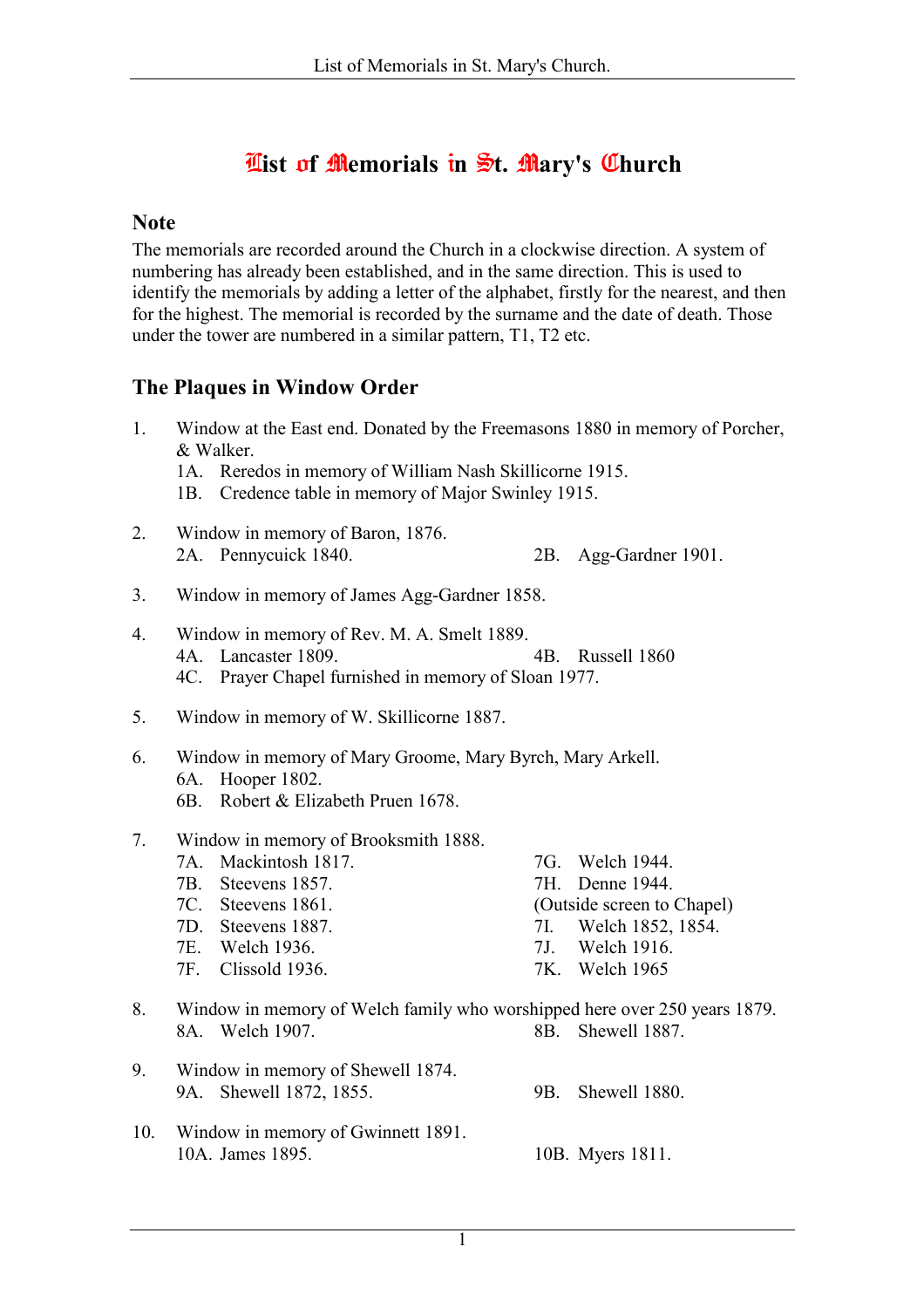# List of Memorials in St. Mary's Church

## Note

The memorials are recorded around the Church in a clockwise direction. A system of numbering has already been established, and in the same direction. This is used to identify the memorials by adding a letter of the alphabet, firstly for the nearest, and then for the highest. The memorial is recorded by the surname and the date of death. Those under the tower are numbered in a similar pattern, T1, T2 etc.

## The Plaques in Window Order

1. Window at the East end. Donated by the Freemasons 1880 in memory of Porcher, & Walker.
   - 1A. Reredos in memory of William Nash Skillicorne 1915.
   - 1B. Credence table in memory of Major Swinley 1915.

2. Window in memory of Baron, 1876.
   - 2A. Pennycuick 1840.
   - 2B. Agg-Gardner 1901.

3. Window in memory of James Agg-Gardner 1858.

4. Window in memory of Rev. M. A. Smelt 1889.
   - 4A. Lancaster 1809.
   - 4B. Russell 1860
   - 4C. Prayer Chapel furnished in memory of Sloan 1977.

5. Window in memory of W. Skillicorne 1887.

6. Window in memory of Mary Groome, Mary Byrch, Mary Arkell.
   - 6A. Hooper 1802.
   - 6B. Robert & Elizabeth Pruen 1678.

7. Window in memory of Brooksmith 1888.
   - 7A. Mackintosh 1817.
   - 7B. Steevens 1857.
   - 7C. Steevens 1861.
   - 7D. Steevens 1887.
   - 7E. Welch 1936.
   - 7F. Clissold 1936.
   - 7G. Welch 1944.
   - 7H. Denne 1944.
   - (Outside screen to Chapel)
   - 7I. Welch 1852, 1854.
   - 7J. Welch 1916.
   - 7K. Welch 1965

8. Window in memory of Welch family who worshipped here over 250 years 1879.
   - 8A. Welch 1907.
   - 8B. Shewell 1887.

9. Window in memory of Shewell 1874.
   - 9A. Shewell 1872, 1855.
   - 9B. Shewell 1880.

10. Window in memory of Gwinnett 1891.
    - 10A. James 1895.
    - 10B. Myers 1811.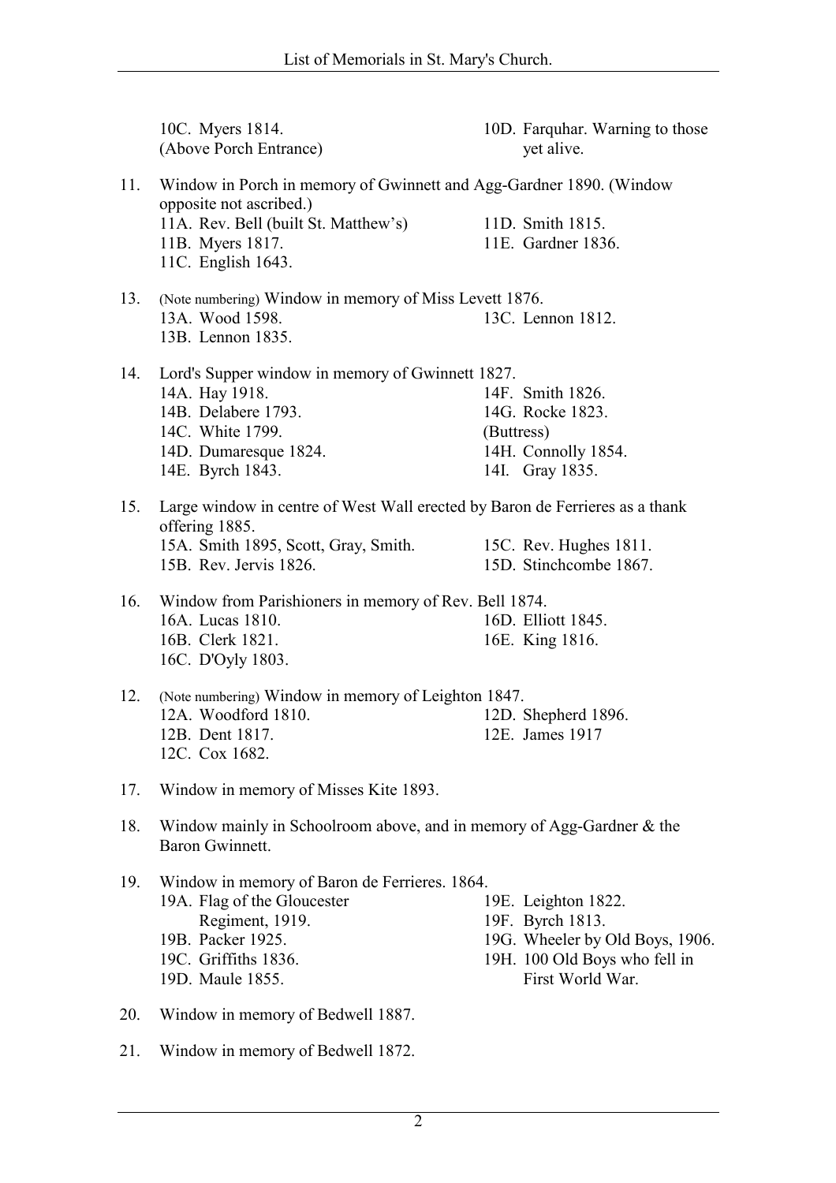10C. Myers 1814.
(Above Porch Entrance)

10D. Farquhar. Warning to those yet alive.

11. Window in Porch in memory of Gwinnett and Agg-Gardner 1890. (Window opposite not ascribed.)
    - 11A. Rev. Bell (built St. Matthew's)
    - 11B. Myers 1817.
    - 11C. English 1643.
    - 11D. Smith 1815.
    - 11E. Gardner 1836.

13. (Note numbering) Window in memory of Miss Levett 1876.
    - 13A. Wood 1598.
    - 13B. Lennon 1835.
    - 13C. Lennon 1812.

14. Lord's Supper window in memory of Gwinnett 1827.
    - 14A. Hay 1918.
    - 14B. Delabere 1793.
    - 14C. White 1799.
    - 14D. Dumaresque 1824.
    - 14E. Byrch 1843.
    - 14F. Smith 1826.
    - 14G. Rocke 1823.
    - (Buttress)
    - 14H. Connolly 1854.
    - 14I. Gray 1835.

15. Large window in centre of West Wall erected by Baron de Ferrieres as a thank offering 1885.
    - 15A. Smith 1895, Scott, Gray, Smith.
    - 15B. Rev. Jervis 1826.
    - 15C. Rev. Hughes 1811.
    - 15D. Stinchcombe 1867.

16. Window from Parishioners in memory of Rev. Bell 1874.
    - 16A. Lucas 1810.
    - 16B. Clerk 1821.
    - 16C. D'Oyly 1803.
    - 16D. Elliott 1845.
    - 16E. King 1816.

12. (Note numbering) Window in memory of Leighton 1847.
    - 12A. Woodford 1810.
    - 12B. Dent 1817.
    - 12C. Cox 1682.
    - 12D. Shepherd 1896.
    - 12E. James 1917

17. Window in memory of Misses Kite 1893.

18. Window mainly in Schoolroom above, and in memory of Agg-Gardner & the Baron Gwinnett.

19. Window in memory of Baron de Ferrieres. 1864.
    - 19A. Flag of the Gloucester Regiment, 1919.
    - 19B. Packer 1925.
    - 19C. Griffiths 1836.
    - 19D. Maule 1855.
    - 19E. Leighton 1822.
    - 19F. Byrch 1813.
    - 19G. Wheeler by Old Boys, 1906.
    - 19H. 100 Old Boys who fell in First World War.

20. Window in memory of Bedwell 1887.

21. Window in memory of Bedwell 1872.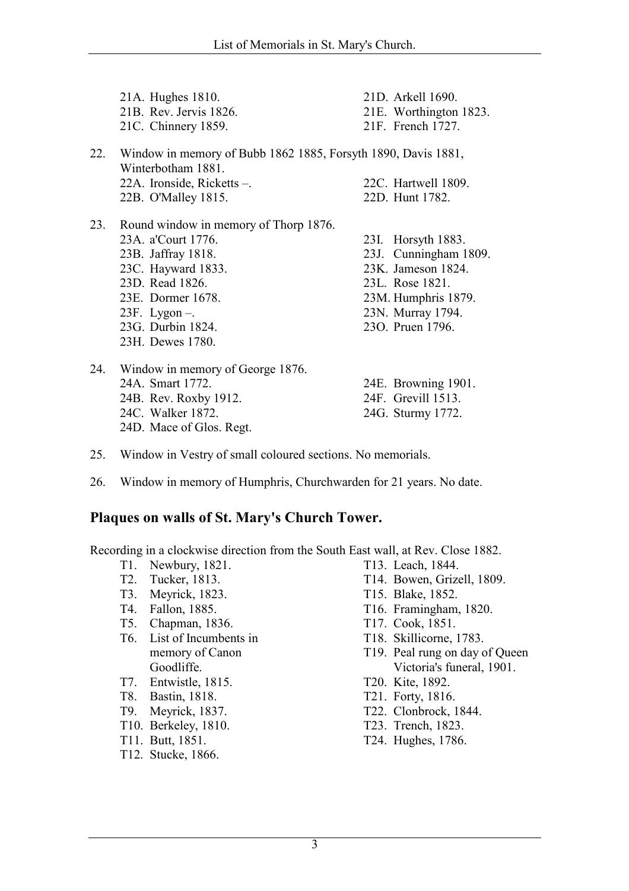- 21A. Hughes 1810.
- 21B. Rev. Jervis 1826.
- 21C. Chinnery 1859.
- 21D. Arkell 1690.
- 21E. Worthington 1823.
- 21F. French 1727.

22. Window in memory of Bubb 1862 1885, Forsyth 1890, Davis 1881, Winterbotham 1881.
    - 22A. Ironside, Ricketts –.
    - 22B. O'Malley 1815.
    - 22C. Hartwell 1809.
    - 22D. Hunt 1782.

23. Round window in memory of Thorp 1876.
    - 23A. a'Court 1776.
    - 23B. Jaffray 1818.
    - 23C. Hayward 1833.
    - 23D. Read 1826.
    - 23E. Dormer 1678.
    - 23F. Lygon –.
    - 23G. Durbin 1824.
    - 23H. Dewes 1780.
    - 23I. Horsyth 1883.
    - 23J. Cunningham 1809.
    - 23K. Jameson 1824.
    - 23L. Rose 1821.
    - 23M. Humphris 1879.
    - 23N. Murray 1794.
    - 23O. Pruen 1796.

24. Window in memory of George 1876.
    - 24A. Smart 1772.
    - 24B. Rev. Roxby 1912.
    - 24C. Walker 1872.
    - 24D. Mace of Glos. Regt.
    - 24E. Browning 1901.
    - 24F. Grevill 1513.
    - 24G. Sturmy 1772.

25. Window in Vestry of small coloured sections. No memorials.

26. Window in memory of Humphris, Churchwarden for 21 years. No date.

## Plaques on walls of St. Mary's Church Tower.

Recording in a clockwise direction from the South East wall, at Rev. Close 1882.

- T1. Newbury, 1821.
- T2. Tucker, 1813.
- T3. Meyrick, 1823.
- T4. Fallon, 1885.
- T5. Chapman, 1836.
- T6. List of Incumbents in memory of Canon Goodliffe.
- T7. Entwistle, 1815.
- T8. Bastin, 1818.
- T9. Meyrick, 1837.
- T10. Berkeley, 1810.
- T11. Butt, 1851.
- T12. Stucke, 1866.
- T13. Leach, 1844.
- T14. Bowen, Grizell, 1809.
- T15. Blake, 1852.
- T16. Framingham, 1820.
- T17. Cook, 1851.
- T18. Skillicorne, 1783.
- T19. Peal rung on day of Queen Victoria's funeral, 1901.
- T20. Kite, 1892.
- T21. Forty, 1816.
- T22. Clonbrock, 1844.
- T23. Trench, 1823.
- T24. Hughes, 1786.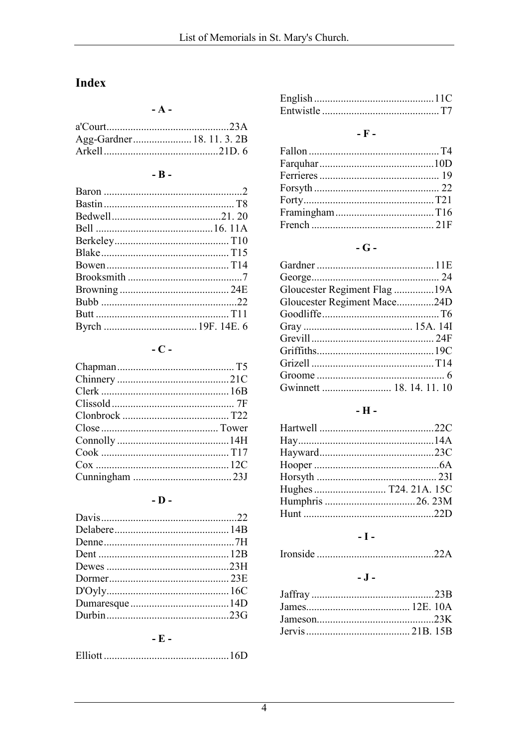## Index

### - A -

a'Court.............................................23A
Agg-Gardner...................... 18. 11. 3. 2B
Arkell..........................................21D. 6

### - B -

Baron ...................................................2
Bastin................................................ T8
Bedwell........................................21. 20
Bell ...........................................16. 11A
Berkeley.......................................... T10
Blake............................................... T15
Bowen............................................. T14
Brooksmith ..........................................7
Browning ........................................ 24E
Bubb ..................................................22
Butt ................................................. T11
Byrch .................................. 19F. 14E. 6

### - C -

Chapman........................................... T5
Chinnery ..........................................21C
Clerk ...............................................16B
Clissold .............................................. 7F
Clonbrock ....................................... T22
Close ........................................... Tower
Connolly .........................................14H
Cook ............................................... T17
Cox .................................................12C
Cunningham .................................... 23J

### - D -

Davis..................................................22
Delabere..........................................14B
Denne................................................7H
Dent ................................................12B
Dewes .............................................23H
Dormer............................................ 23E
D'Oyly.............................................16C
Dumaresque ....................................14D
Durbin.............................................23G

### - E -

Elliott ..............................................16D
English ............................................11C
Entwistle ........................................... T7

### - F -

Fallon ................................................ T4
Farquhar ..........................................10D
Ferrieres ............................................ 19
Forsyth .............................................. 22
Forty................................................T21
Framingham ....................................T16
French ............................................. 21F

### - G -

Gardner ........................................... 11E
George............................................... 24
Gloucester Regiment Flag ...............19A
Gloucester Regiment Mace..............24D
Goodliffe........................................... T6
Gray ........................................ 15A. 14I
Grevill ............................................. 24F
Griffiths...........................................19C
Grizell .............................................T14
Groome ............................................... 6
Gwinnett ......................... 18. 14. 11. 10

### - H -

Hartwell ..........................................22C
Hay..................................................14A
Hayward..........................................23C
Hooper ..............................................6A
Horsyth ............................................ 23I
Hughes .......................... T24. 21A. 15C
Humphris .................................26. 23M
Hunt ................................................22D

### - I -

Ironside ...........................................22A

### - J -

Jaffray .............................................23B
James...................................... 12E. 10A
Jameson...........................................23K
Jervis ...................................... 21B. 15B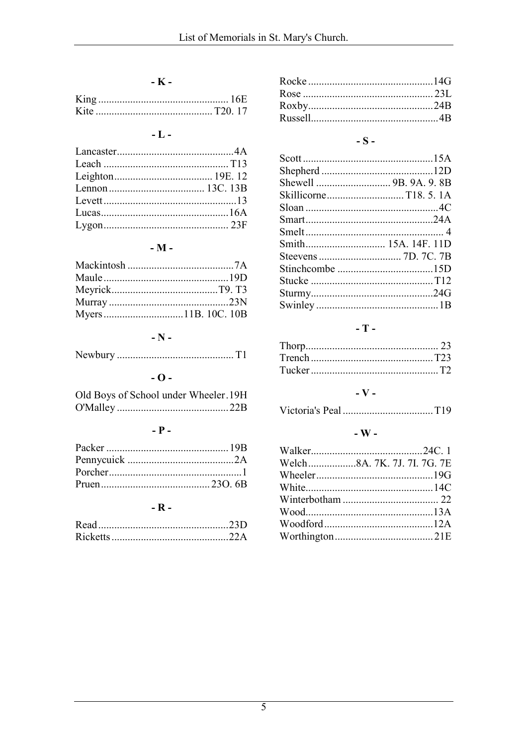## - K -

King ................................................ 16E
Kite ............................................ T20. 17

## - L -

Lancaster............................................4A
Leach ............................................... T13
Leighton..................................... 19E. 12
Lennon.................................... 13C. 13B
Levett..................................................13
Lucas................................................16A
Lygon............................................... 23F

## - M -

Mackintosh ........................................7A
Maule...............................................19D
Meyrick........................................T9. T3
Murray .............................................23N
Myers..............................11B. 10C. 10B

## - N -

Newbury ............................................ T1

## - O -

Old Boys of School under Wheeler.19H
O'Malley ..........................................22B

## - P -

Packer ..............................................19B
Pennycuick ........................................2A
Porcher..................................................1
Pruen......................................... 23O. 6B

## - R -

Read.................................................23D
Ricketts............................................22A
Rocke ...............................................14G
Rose ................................................. 23L
Roxby...............................................24B
Russell................................................4B

## - S -

Scott .................................................15A
Shepherd ..........................................12D
Shewell ............................ 9B. 9A. 9. 8B
Skillicorne............................. T18. 5. 1A
Sloan ..................................................4C
Smart................................................24A
Smelt .................................................... 4
Smith.............................. 15A. 14F. 11D
Steevens ............................... 7D. 7C. 7B
Stinchcombe ....................................15D
Stucke ..............................................T12
Sturmy..............................................24G
Swinley ..............................................1B

## - T -

Thorp.................................................. 23
Trench ..............................................T23
Tucker ................................................T2

## - V -

Victoria's Peal ..................................T19

## - W -

Walker..........................................24C. 1
Welch..................8A. 7K. 7J. 7I. 7G. 7E
Wheeler............................................19G
White................................................14C
Winterbotham .................................... 22
Wood................................................13A
Woodford.........................................12A
Worthington..................................... 21E